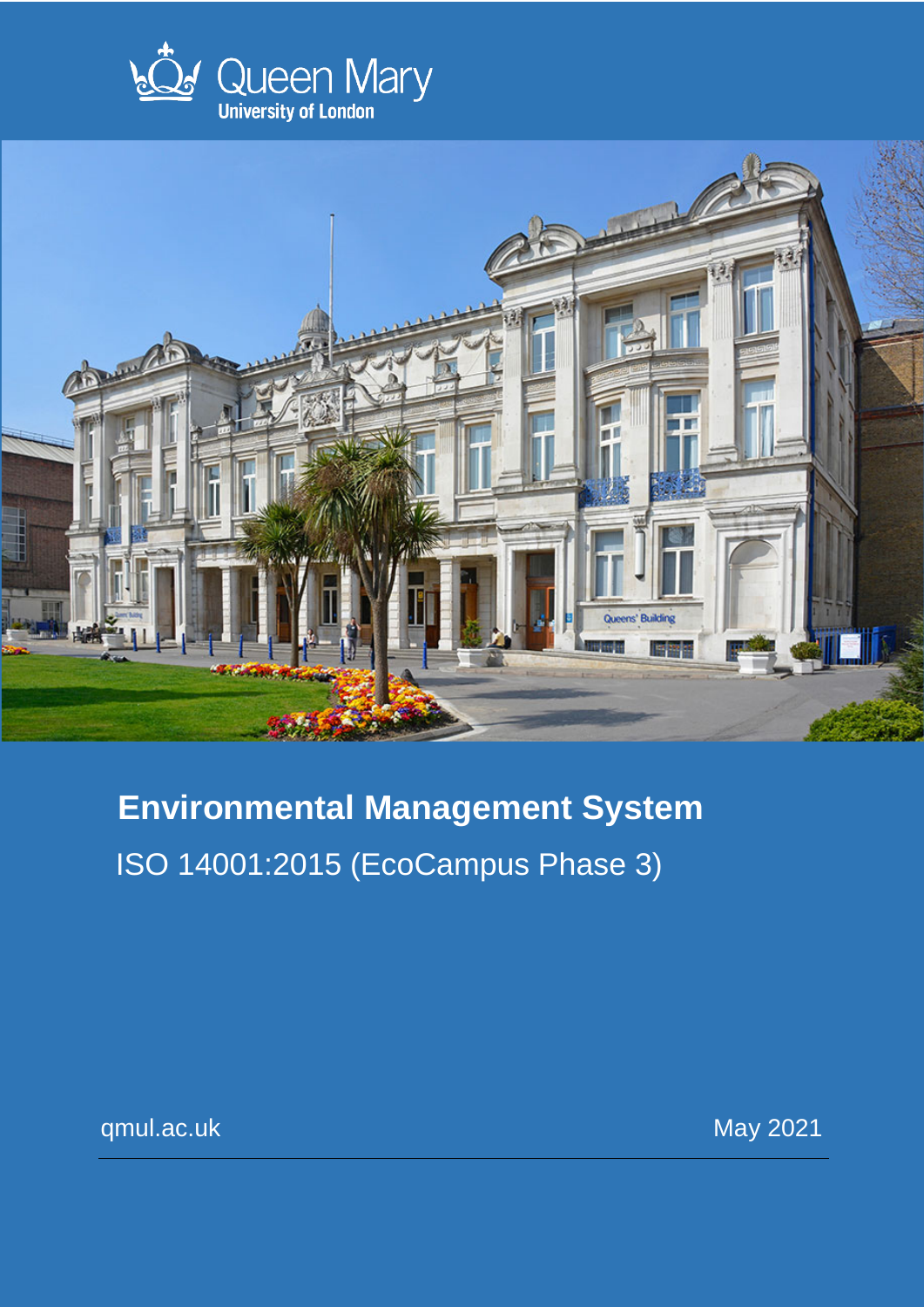Queen Mary University of London

# Environmental Management System

ISO 14001:2015 (EcoCampus Phase 3)

qmul.ac.uk

May 2021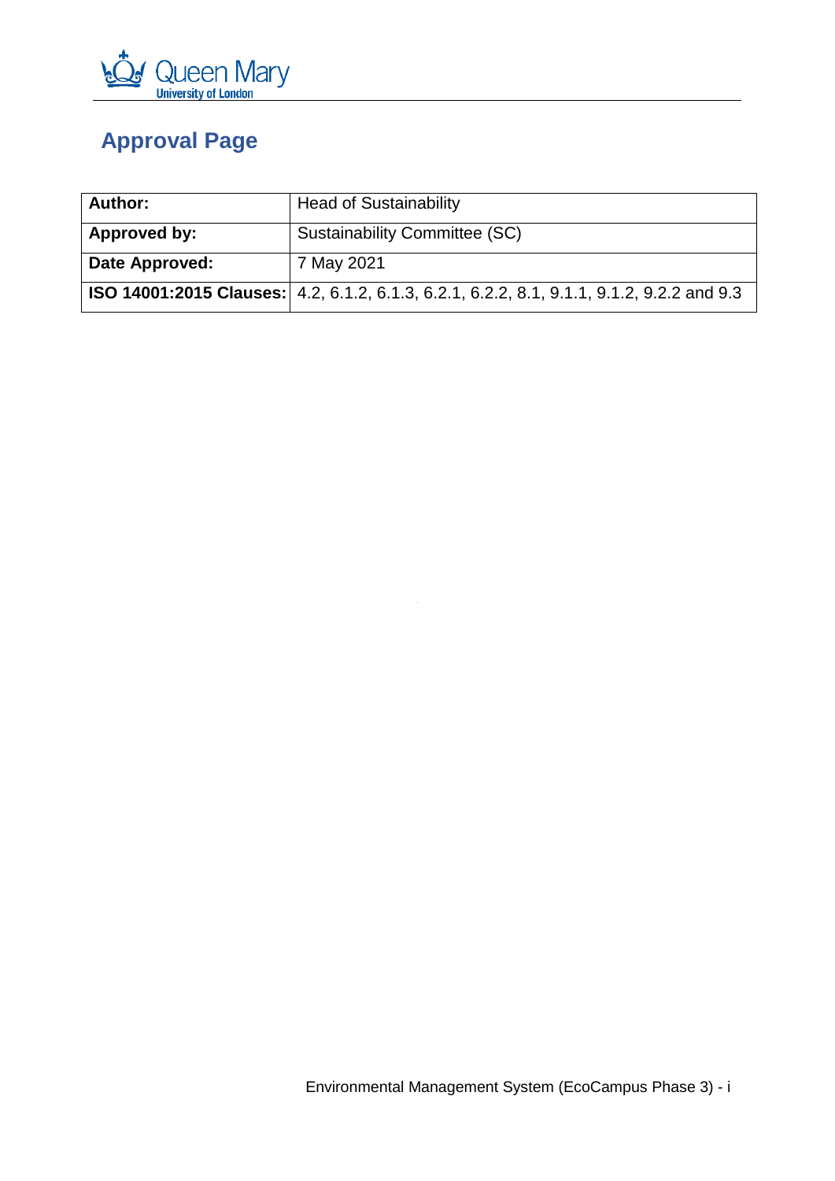## Approval Page

| Author: | Head of Sustainability |
|---|---|
| Approved by: | Sustainability Committee (SC) |
| Date Approved: | 7 May 2021 |
| ISO 14001:2015 Clauses: | 4.2, 6.1.2, 6.1.3, 6.2.1, 6.2.2, 8.1, 9.1.1, 9.1.2, 9.2.2 and 9.3 |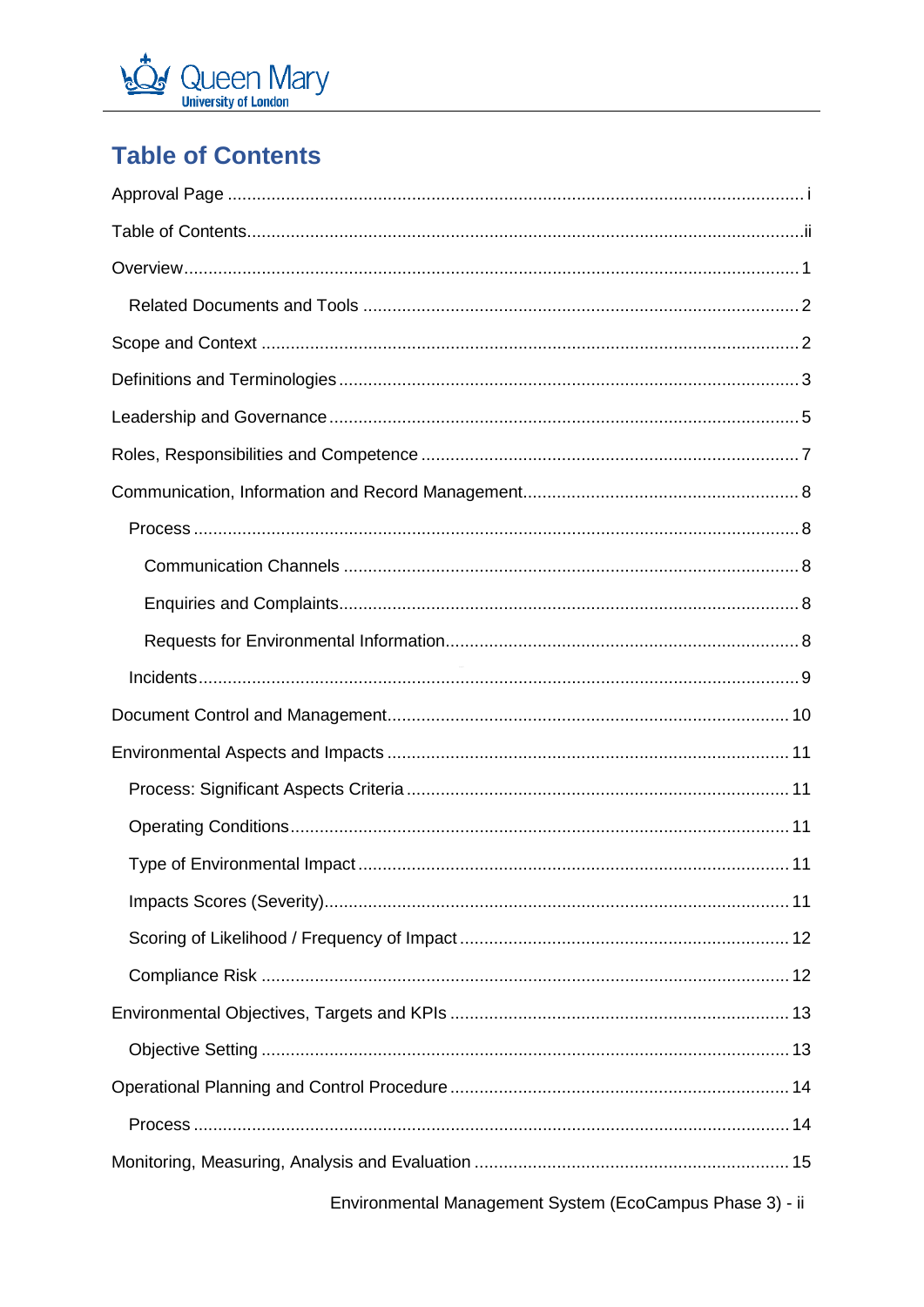# Table of Contents

Approval Page ..... i

Table of Contents ..... ii

Overview ..... 1

- Related Documents and Tools ..... 2

Scope and Context ..... 2

Definitions and Terminologies ..... 3

Leadership and Governance ..... 5

Roles, Responsibilities and Competence ..... 7

Communication, Information and Record Management ..... 8

- Process ..... 8
  - Communication Channels ..... 8
  - Enquiries and Complaints ..... 8
  - Requests for Environmental Information ..... 8
- Incidents ..... 9

Document Control and Management ..... 10

Environmental Aspects and Impacts ..... 11

- Process: Significant Aspects Criteria ..... 11
- Operating Conditions ..... 11
- Type of Environmental Impact ..... 11
- Impacts Scores (Severity) ..... 11
- Scoring of Likelihood / Frequency of Impact ..... 12
- Compliance Risk ..... 12

Environmental Objectives, Targets and KPIs ..... 13

- Objective Setting ..... 13

Operational Planning and Control Procedure ..... 14

- Process ..... 14

Monitoring, Measuring, Analysis and Evaluation ..... 15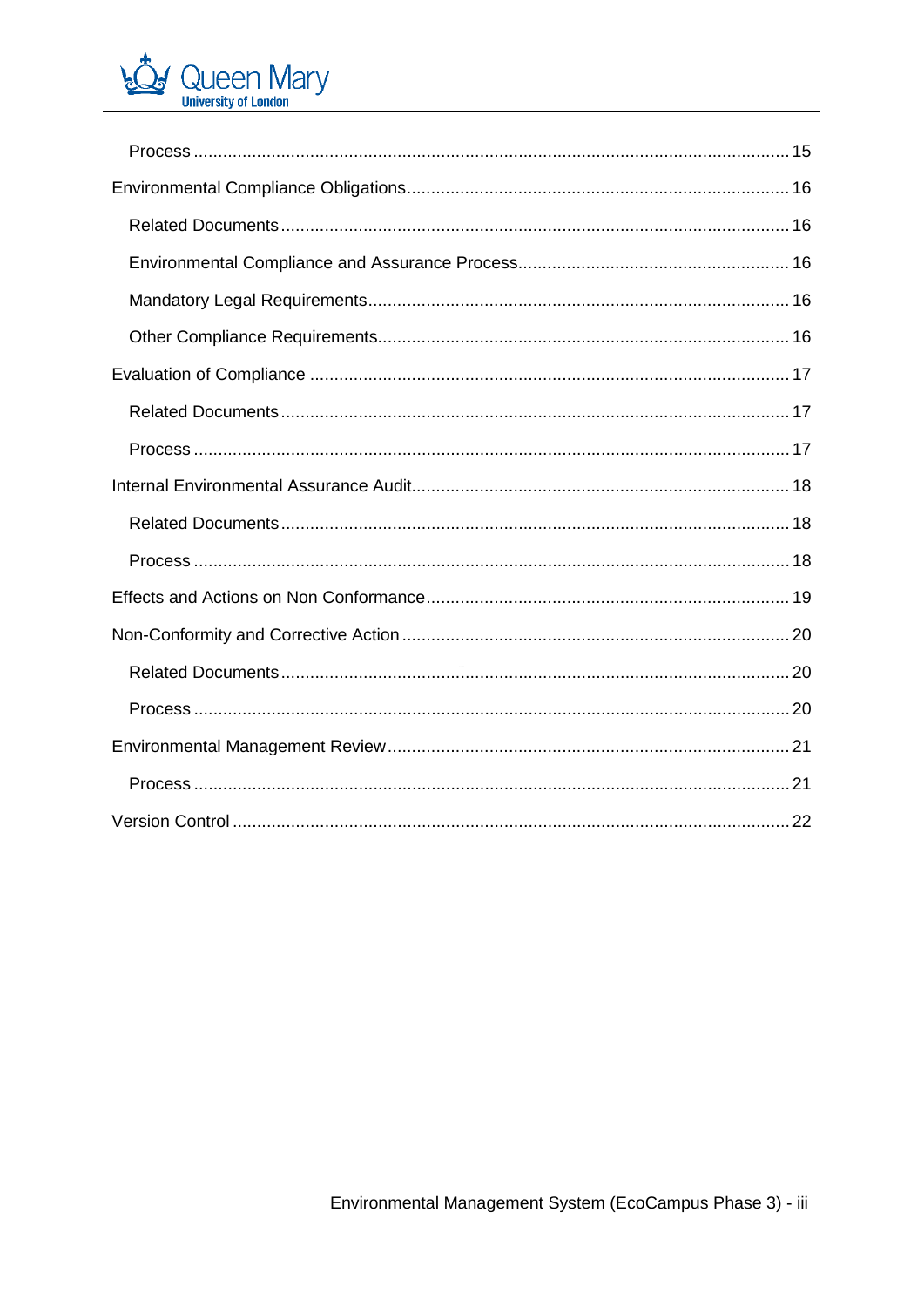Process ........................................................................................................................ 15

Environmental Compliance Obligations ............................................................................. 16

Related Documents ....................................................................................................... 16

Environmental Compliance and Assurance Process ....................................................... 16

Mandatory Legal Requirements ..................................................................................... 16

Other Compliance Requirements ................................................................................... 16

Evaluation of Compliance ................................................................................................ 17

Related Documents ....................................................................................................... 17

Process ........................................................................................................................ 17

Internal Environmental Assurance Audit ............................................................................ 18

Related Documents ....................................................................................................... 18

Process ........................................................................................................................ 18

Effects and Actions on Non Conformance .......................................................................... 19

Non-Conformity and Corrective Action ............................................................................... 20

Related Documents ....................................................................................................... 20

Process ........................................................................................................................ 20

Environmental Management Review .................................................................................. 21

Process ........................................................................................................................ 21

Version Control ................................................................................................................ 22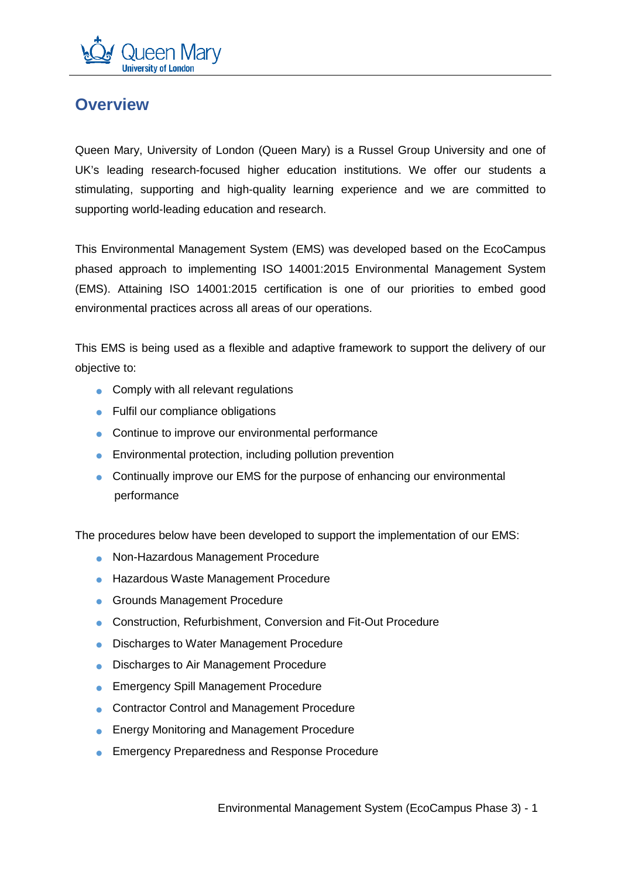# Overview

Queen Mary, University of London (Queen Mary) is a Russel Group University and one of UK's leading research-focused higher education institutions. We offer our students a stimulating, supporting and high-quality learning experience and we are committed to supporting world-leading education and research.

This Environmental Management System (EMS) was developed based on the EcoCampus phased approach to implementing ISO 14001:2015 Environmental Management System (EMS). Attaining ISO 14001:2015 certification is one of our priorities to embed good environmental practices across all areas of our operations.

This EMS is being used as a flexible and adaptive framework to support the delivery of our objective to:

- Comply with all relevant regulations
- Fulfil our compliance obligations
- Continue to improve our environmental performance
- Environmental protection, including pollution prevention
- Continually improve our EMS for the purpose of enhancing our environmental performance

The procedures below have been developed to support the implementation of our EMS:

- Non-Hazardous Management Procedure
- Hazardous Waste Management Procedure
- Grounds Management Procedure
- Construction, Refurbishment, Conversion and Fit-Out Procedure
- Discharges to Water Management Procedure
- Discharges to Air Management Procedure
- Emergency Spill Management Procedure
- Contractor Control and Management Procedure
- Energy Monitoring and Management Procedure
- Emergency Preparedness and Response Procedure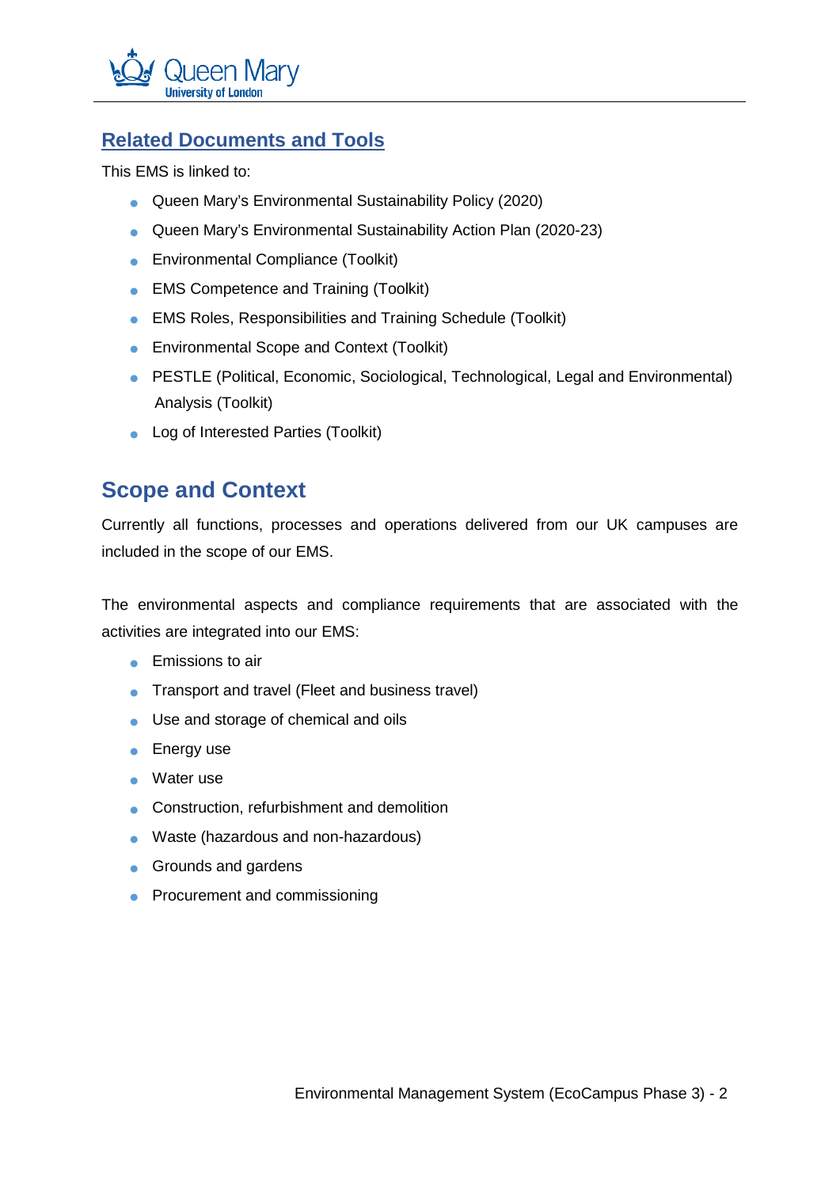## Related Documents and Tools

This EMS is linked to:

- Queen Mary's Environmental Sustainability Policy (2020)
- Queen Mary's Environmental Sustainability Action Plan (2020-23)
- Environmental Compliance (Toolkit)
- EMS Competence and Training (Toolkit)
- EMS Roles, Responsibilities and Training Schedule (Toolkit)
- Environmental Scope and Context (Toolkit)
- PESTLE (Political, Economic, Sociological, Technological, Legal and Environmental) Analysis (Toolkit)
- Log of Interested Parties (Toolkit)

## Scope and Context

Currently all functions, processes and operations delivered from our UK campuses are included in the scope of our EMS.

The environmental aspects and compliance requirements that are associated with the activities are integrated into our EMS:

- Emissions to air
- Transport and travel (Fleet and business travel)
- Use and storage of chemical and oils
- Energy use
- Water use
- Construction, refurbishment and demolition
- Waste (hazardous and non-hazardous)
- Grounds and gardens
- Procurement and commissioning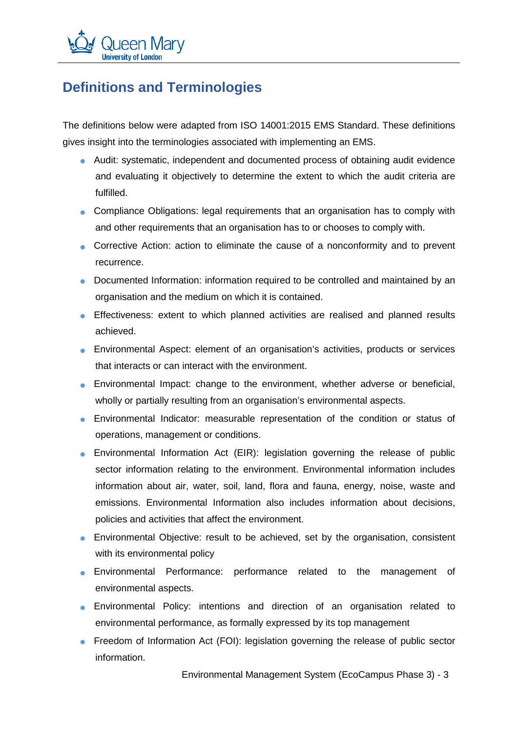## Definitions and Terminologies

The definitions below were adapted from ISO 14001:2015 EMS Standard. These definitions gives insight into the terminologies associated with implementing an EMS.

- Audit: systematic, independent and documented process of obtaining audit evidence and evaluating it objectively to determine the extent to which the audit criteria are fulfilled.
- Compliance Obligations: legal requirements that an organisation has to comply with and other requirements that an organisation has to or chooses to comply with.
- Corrective Action: action to eliminate the cause of a nonconformity and to prevent recurrence.
- Documented Information: information required to be controlled and maintained by an organisation and the medium on which it is contained.
- Effectiveness: extent to which planned activities are realised and planned results achieved.
- Environmental Aspect: element of an organisation's activities, products or services that interacts or can interact with the environment.
- Environmental Impact: change to the environment, whether adverse or beneficial, wholly or partially resulting from an organisation's environmental aspects.
- Environmental Indicator: measurable representation of the condition or status of operations, management or conditions.
- Environmental Information Act (EIR): legislation governing the release of public sector information relating to the environment. Environmental information includes information about air, water, soil, land, flora and fauna, energy, noise, waste and emissions. Environmental Information also includes information about decisions, policies and activities that affect the environment.
- Environmental Objective: result to be achieved, set by the organisation, consistent with its environmental policy
- Environmental Performance: performance related to the management of environmental aspects.
- Environmental Policy: intentions and direction of an organisation related to environmental performance, as formally expressed by its top management
- Freedom of Information Act (FOI): legislation governing the release of public sector information.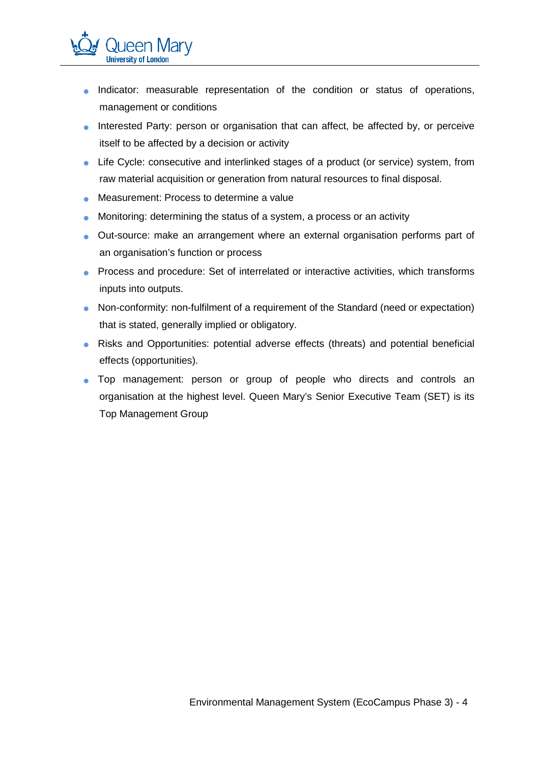- Indicator: measurable representation of the condition or status of operations, management or conditions
- Interested Party: person or organisation that can affect, be affected by, or perceive itself to be affected by a decision or activity
- Life Cycle: consecutive and interlinked stages of a product (or service) system, from raw material acquisition or generation from natural resources to final disposal.
- Measurement: Process to determine a value
- Monitoring: determining the status of a system, a process or an activity
- Out-source: make an arrangement where an external organisation performs part of an organisation's function or process
- Process and procedure: Set of interrelated or interactive activities, which transforms inputs into outputs.
- Non-conformity: non-fulfilment of a requirement of the Standard (need or expectation) that is stated, generally implied or obligatory.
- Risks and Opportunities: potential adverse effects (threats) and potential beneficial effects (opportunities).
- Top management: person or group of people who directs and controls an organisation at the highest level. Queen Mary's Senior Executive Team (SET) is its Top Management Group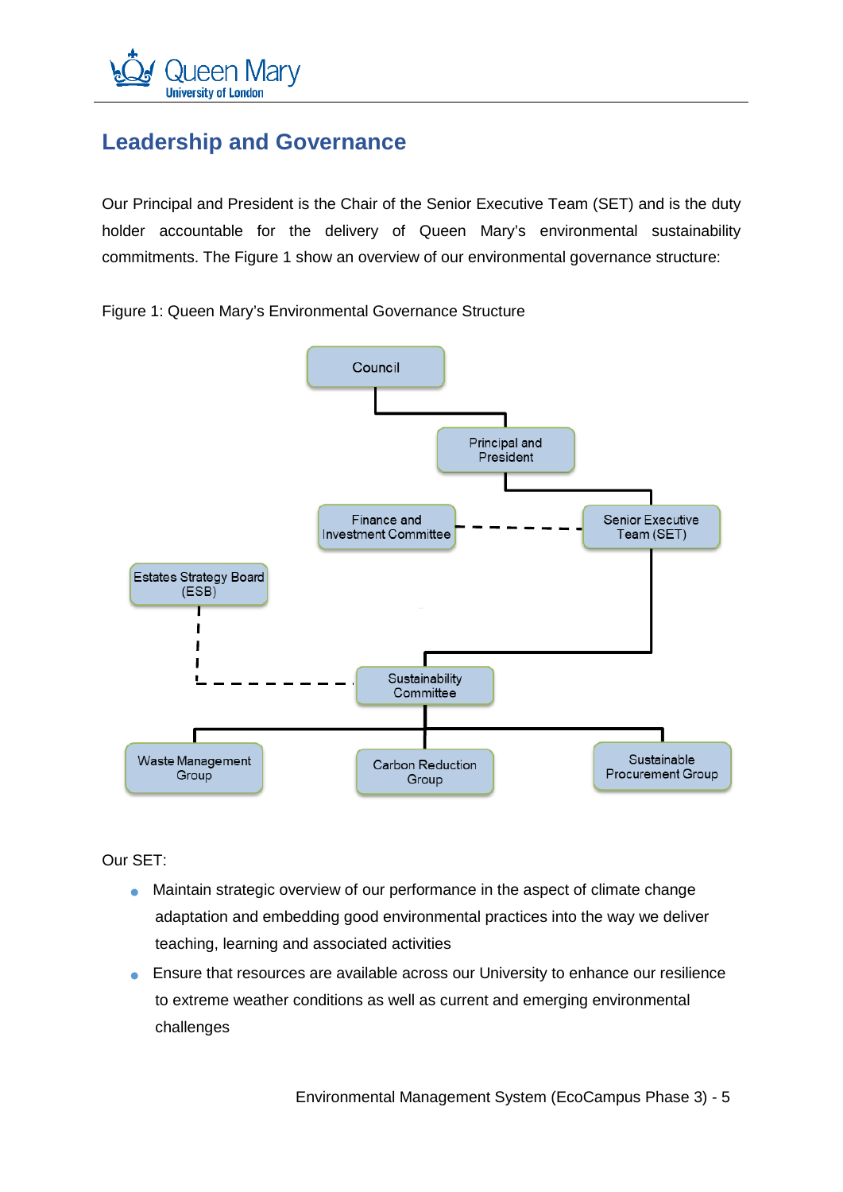## Leadership and Governance

Our Principal and President is the Chair of the Senior Executive Team (SET) and is the duty holder accountable for the delivery of Queen Mary's environmental sustainability commitments. The Figure 1 show an overview of our environmental governance structure:

Figure 1: Queen Mary's Environmental Governance Structure

- Council
  - Principal and President
    - Senior Executive Team (SET) (dashed link: Finance and Investment Committee)
      - Sustainability Committee (dashed link: Estates Strategy Board (ESB))
        - Waste Management Group
        - Carbon Reduction Group
        - Sustainable Procurement Group

Our SET:

- Maintain strategic overview of our performance in the aspect of climate change adaptation and embedding good environmental practices into the way we deliver teaching, learning and associated activities
- Ensure that resources are available across our University to enhance our resilience to extreme weather conditions as well as current and emerging environmental challenges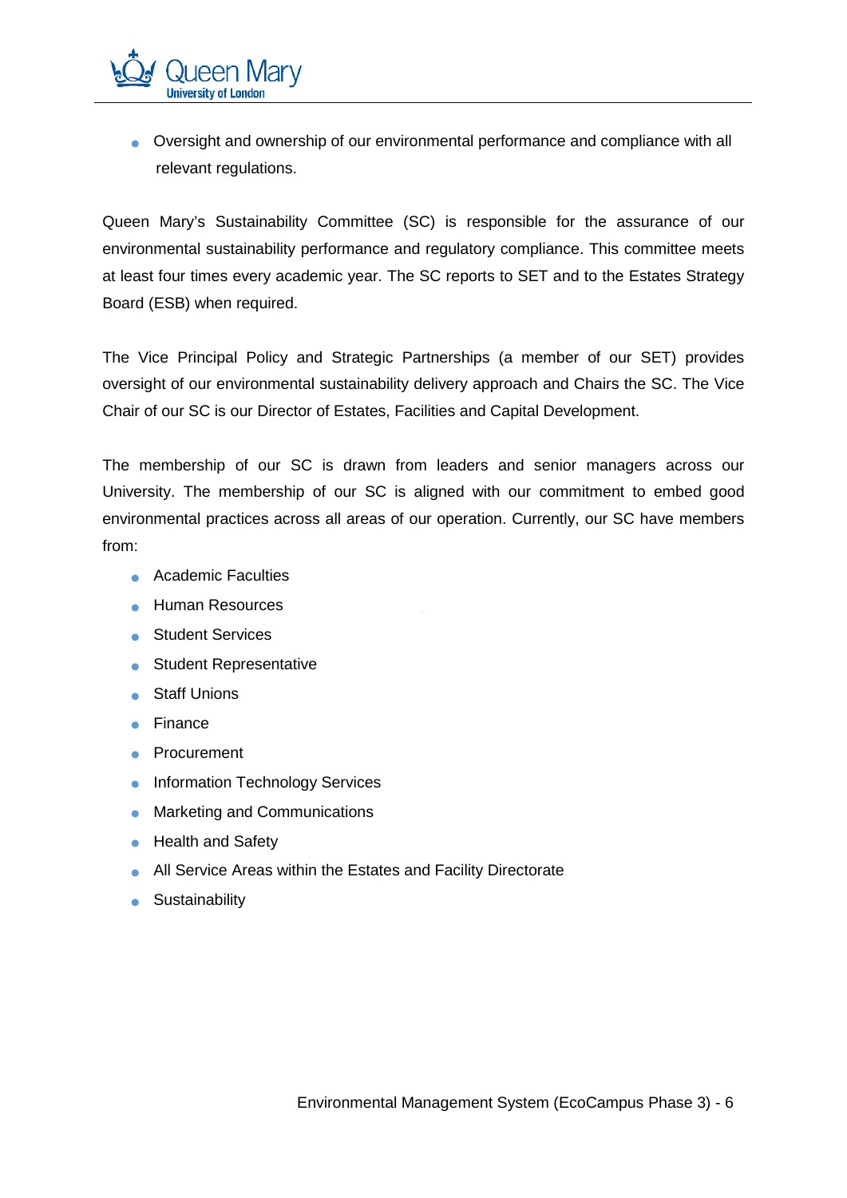- Oversight and ownership of our environmental performance and compliance with all relevant regulations.

Queen Mary's Sustainability Committee (SC) is responsible for the assurance of our environmental sustainability performance and regulatory compliance. This committee meets at least four times every academic year. The SC reports to SET and to the Estates Strategy Board (ESB) when required.

The Vice Principal Policy and Strategic Partnerships (a member of our SET) provides oversight of our environmental sustainability delivery approach and Chairs the SC. The Vice Chair of our SC is our Director of Estates, Facilities and Capital Development.

The membership of our SC is drawn from leaders and senior managers across our University. The membership of our SC is aligned with our commitment to embed good environmental practices across all areas of our operation. Currently, our SC have members from:

- Academic Faculties
- Human Resources
- Student Services
- Student Representative
- Staff Unions
- Finance
- Procurement
- Information Technology Services
- Marketing and Communications
- Health and Safety
- All Service Areas within the Estates and Facility Directorate
- Sustainability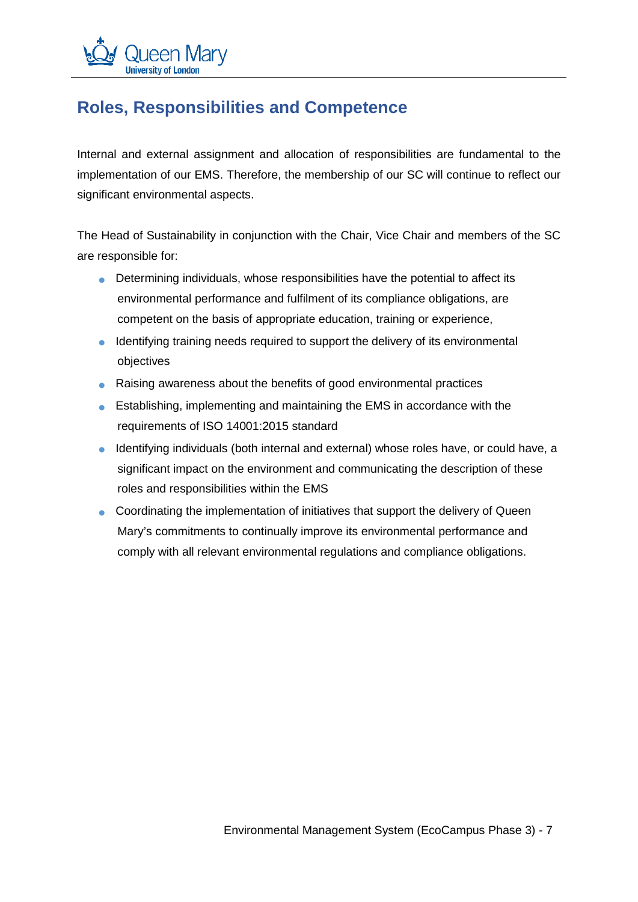## Roles, Responsibilities and Competence

Internal and external assignment and allocation of responsibilities are fundamental to the implementation of our EMS. Therefore, the membership of our SC will continue to reflect our significant environmental aspects.

The Head of Sustainability in conjunction with the Chair, Vice Chair and members of the SC are responsible for:

- Determining individuals, whose responsibilities have the potential to affect its environmental performance and fulfilment of its compliance obligations, are competent on the basis of appropriate education, training or experience,
- Identifying training needs required to support the delivery of its environmental objectives
- Raising awareness about the benefits of good environmental practices
- Establishing, implementing and maintaining the EMS in accordance with the requirements of ISO 14001:2015 standard
- Identifying individuals (both internal and external) whose roles have, or could have, a significant impact on the environment and communicating the description of these roles and responsibilities within the EMS
- Coordinating the implementation of initiatives that support the delivery of Queen Mary's commitments to continually improve its environmental performance and comply with all relevant environmental regulations and compliance obligations.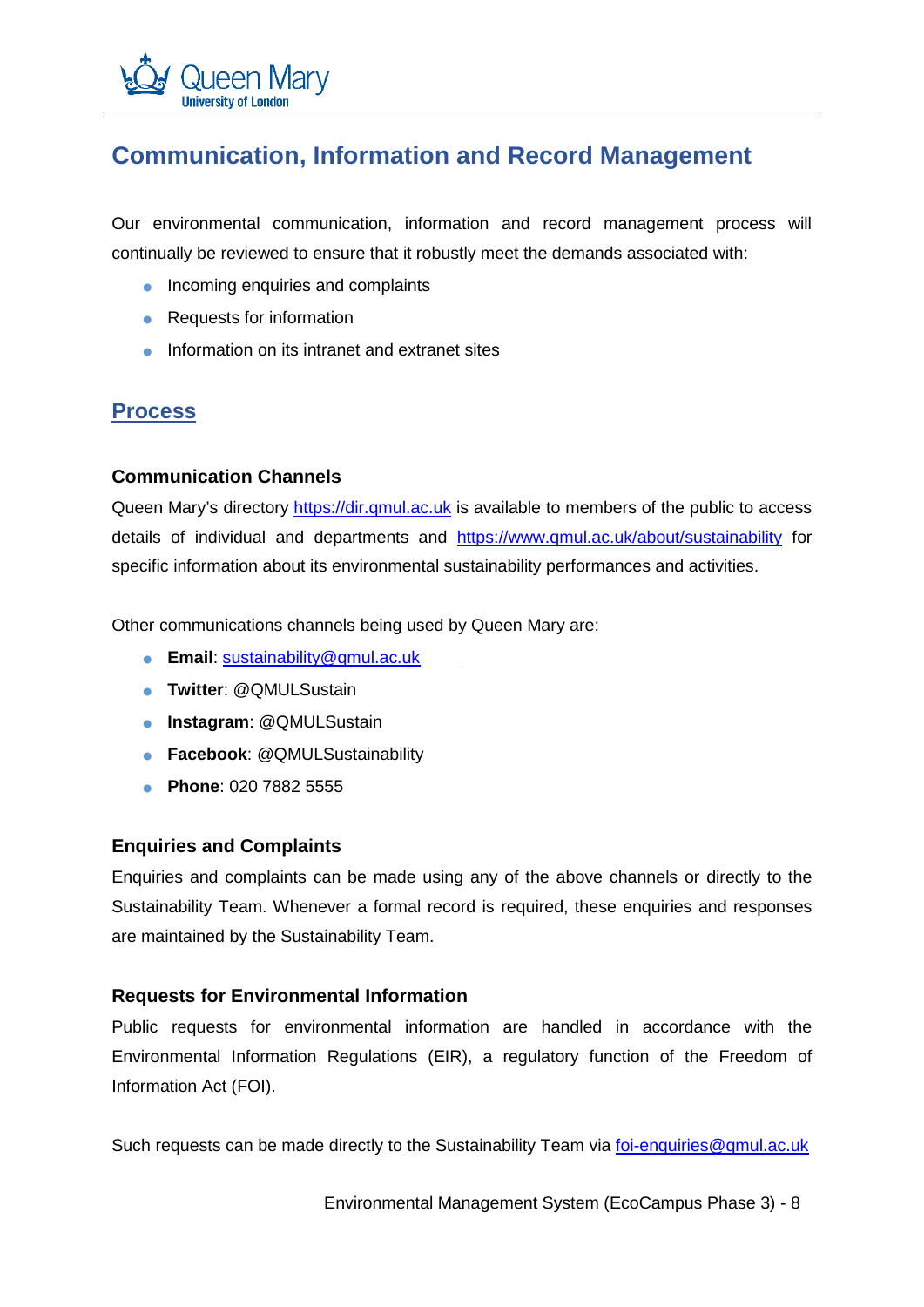## Communication, Information and Record Management

Our environmental communication, information and record management process will continually be reviewed to ensure that it robustly meet the demands associated with:

- Incoming enquiries and complaints
- Requests for information
- Information on its intranet and extranet sites

## Process

### Communication Channels

Queen Mary's directory https://dir.qmul.ac.uk is available to members of the public to access details of individual and departments and https://www.qmul.ac.uk/about/sustainability for specific information about its environmental sustainability performances and activities.

Other communications channels being used by Queen Mary are:

- **Email**: sustainability@qmul.ac.uk
- **Twitter**: @QMULSustain
- **Instagram**: @QMULSustain
- **Facebook**: @QMULSustainability
- **Phone**: 020 7882 5555

### Enquiries and Complaints

Enquiries and complaints can be made using any of the above channels or directly to the Sustainability Team. Whenever a formal record is required, these enquiries and responses are maintained by the Sustainability Team.

### Requests for Environmental Information

Public requests for environmental information are handled in accordance with the Environmental Information Regulations (EIR), a regulatory function of the Freedom of Information Act (FOI).

Such requests can be made directly to the Sustainability Team via foi-enquiries@qmul.ac.uk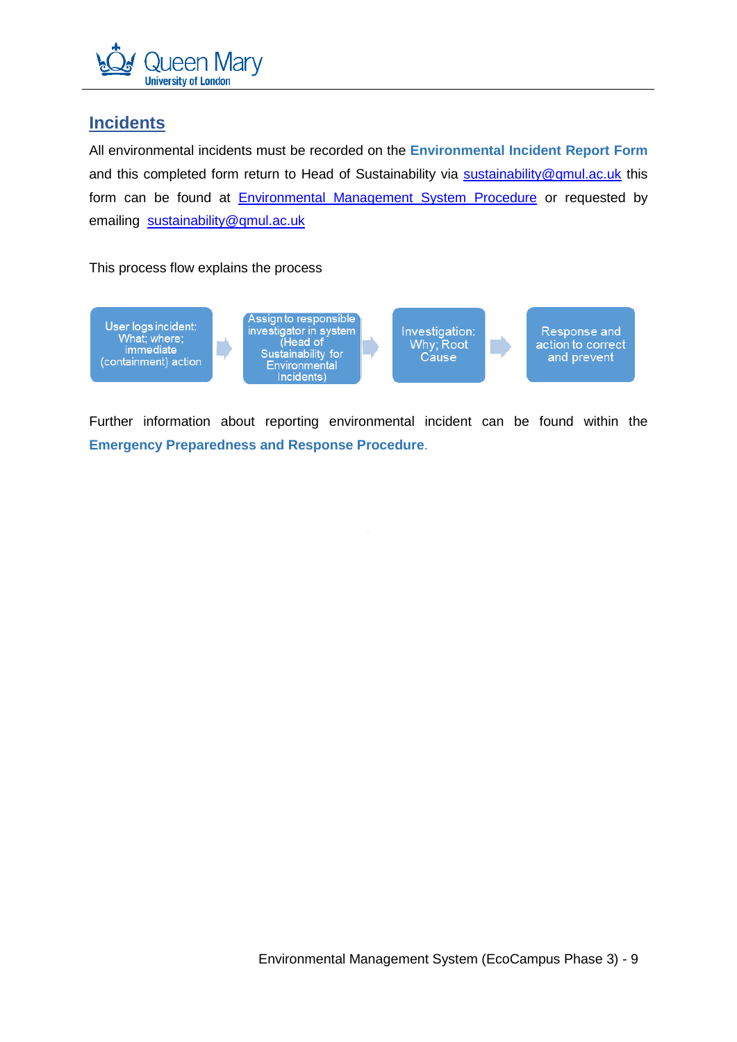## Incidents

All environmental incidents must be recorded on the **Environmental Incident Report Form** and this completed form return to Head of Sustainability via sustainability@qmul.ac.uk this form can be found at Environmental Management System Procedure or requested by emailing sustainability@qmul.ac.uk

This process flow explains the process

User logs incident: What; where; immediate (containment) action → Assign to responsible investigator in system (Head of Sustainability for Environmental Incidents) → Investigation: Why; Root Cause → Response and action to correct and prevent

Further information about reporting environmental incident can be found within the **Emergency Preparedness and Response Procedure**.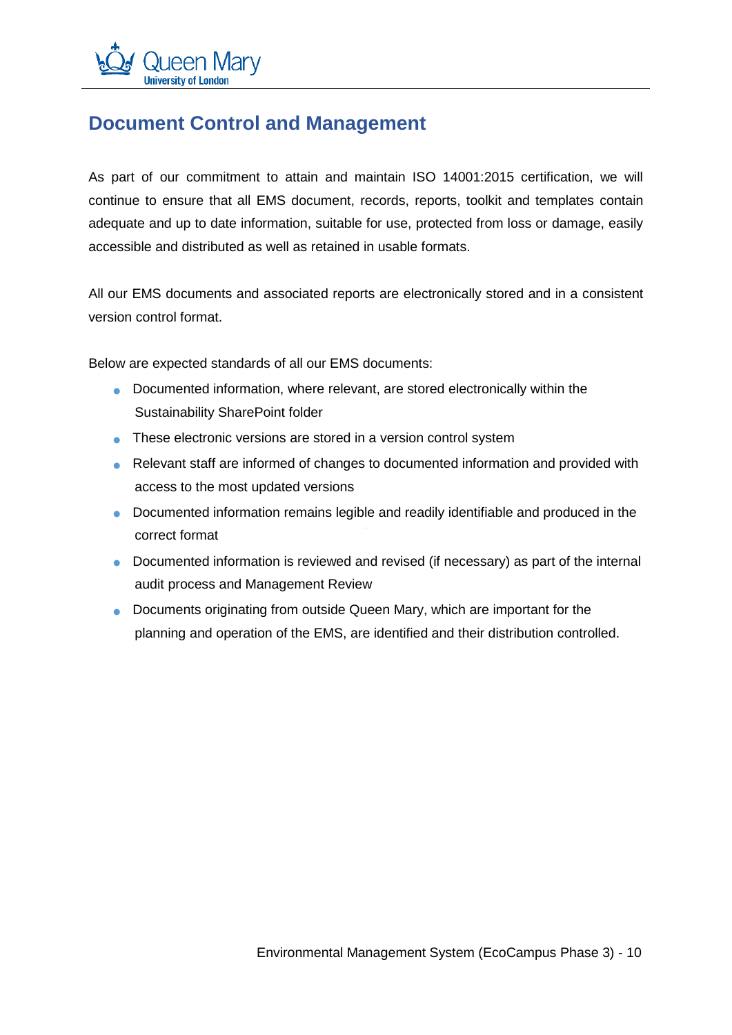## Document Control and Management

As part of our commitment to attain and maintain ISO 14001:2015 certification, we will continue to ensure that all EMS document, records, reports, toolkit and templates contain adequate and up to date information, suitable for use, protected from loss or damage, easily accessible and distributed as well as retained in usable formats.

All our EMS documents and associated reports are electronically stored and in a consistent version control format.

Below are expected standards of all our EMS documents:

- Documented information, where relevant, are stored electronically within the Sustainability SharePoint folder
- These electronic versions are stored in a version control system
- Relevant staff are informed of changes to documented information and provided with access to the most updated versions
- Documented information remains legible and readily identifiable and produced in the correct format
- Documented information is reviewed and revised (if necessary) as part of the internal audit process and Management Review
- Documents originating from outside Queen Mary, which are important for the planning and operation of the EMS, are identified and their distribution controlled.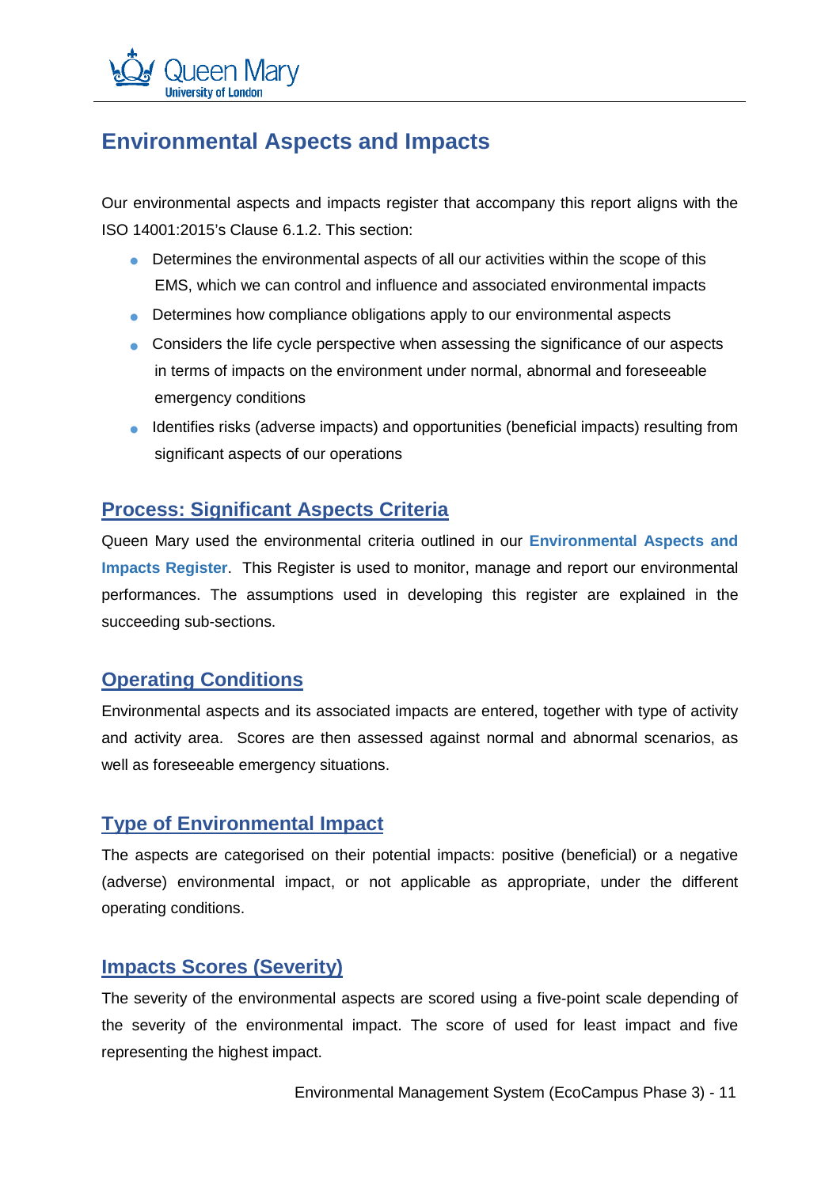## Environmental Aspects and Impacts

Our environmental aspects and impacts register that accompany this report aligns with the ISO 14001:2015's Clause 6.1.2. This section:

- Determines the environmental aspects of all our activities within the scope of this EMS, which we can control and influence and associated environmental impacts
- Determines how compliance obligations apply to our environmental aspects
- Considers the life cycle perspective when assessing the significance of our aspects in terms of impacts on the environment under normal, abnormal and foreseeable emergency conditions
- Identifies risks (adverse impacts) and opportunities (beneficial impacts) resulting from significant aspects of our operations

### Process: Significant Aspects Criteria

Queen Mary used the environmental criteria outlined in our **Environmental Aspects and Impacts Register**. This Register is used to monitor, manage and report our environmental performances. The assumptions used in developing this register are explained in the succeeding sub-sections.

### Operating Conditions

Environmental aspects and its associated impacts are entered, together with type of activity and activity area. Scores are then assessed against normal and abnormal scenarios, as well as foreseeable emergency situations.

### Type of Environmental Impact

The aspects are categorised on their potential impacts: positive (beneficial) or a negative (adverse) environmental impact, or not applicable as appropriate, under the different operating conditions.

### Impacts Scores (Severity)

The severity of the environmental aspects are scored using a five-point scale depending of the severity of the environmental impact. The score of used for least impact and five representing the highest impact.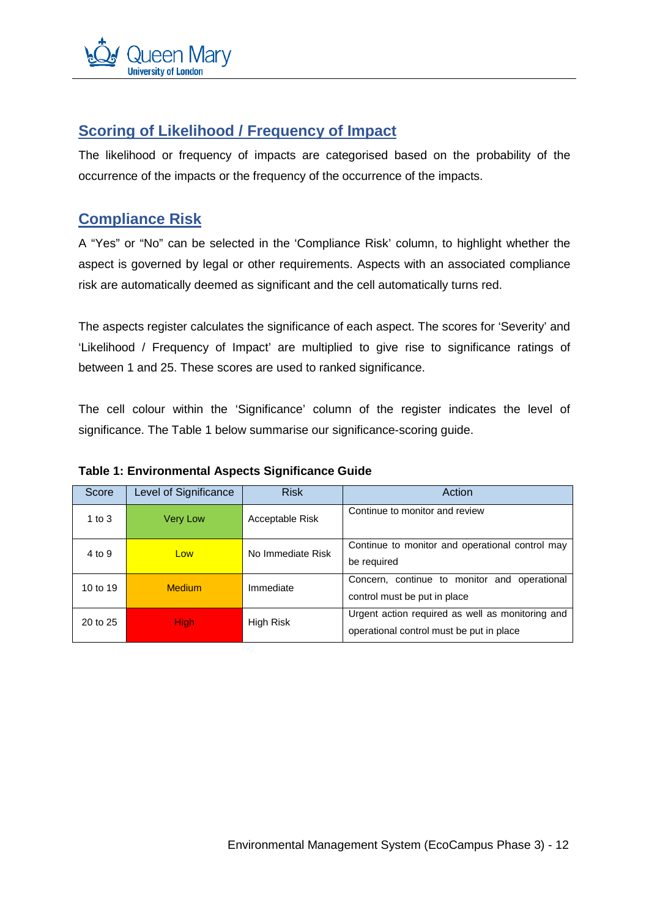## Scoring of Likelihood / Frequency of Impact

The likelihood or frequency of impacts are categorised based on the probability of the occurrence of the impacts or the frequency of the occurrence of the impacts.

## Compliance Risk

A “Yes” or “No” can be selected in the ‘Compliance Risk’ column, to highlight whether the aspect is governed by legal or other requirements. Aspects with an associated compliance risk are automatically deemed as significant and the cell automatically turns red.

The aspects register calculates the significance of each aspect. The scores for ‘Severity’ and ‘Likelihood / Frequency of Impact’ are multiplied to give rise to significance ratings of between 1 and 25. These scores are used to ranked significance.

The cell colour within the ‘Significance’ column of the register indicates the level of significance. The Table 1 below summarise our significance-scoring guide.

**Table 1: Environmental Aspects Significance Guide**

| Score | Level of Significance | Risk | Action |
|---|---|---|---|
| 1 to 3 | Very Low | Acceptable Risk | Continue to monitor and review |
| 4 to 9 | Low | No Immediate Risk | Continue to monitor and operational control may be required |
| 10 to 19 | Medium | Immediate | Concern, continue to monitor and operational control must be put in place |
| 20 to 25 | High | High Risk | Urgent action required as well as monitoring and operational control must be put in place |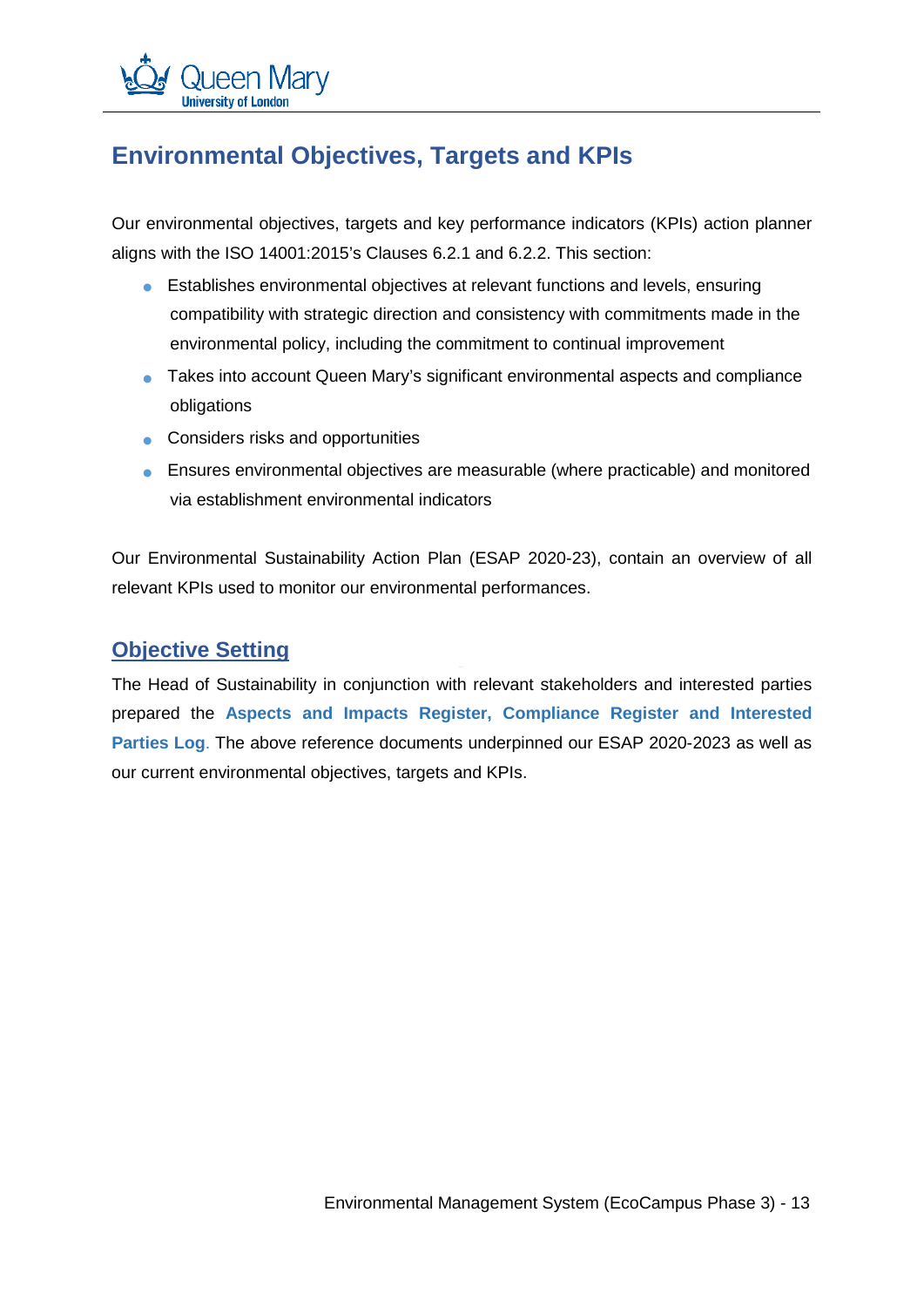## Environmental Objectives, Targets and KPIs

Our environmental objectives, targets and key performance indicators (KPIs) action planner aligns with the ISO 14001:2015's Clauses 6.2.1 and 6.2.2. This section:

- Establishes environmental objectives at relevant functions and levels, ensuring compatibility with strategic direction and consistency with commitments made in the environmental policy, including the commitment to continual improvement
- Takes into account Queen Mary's significant environmental aspects and compliance obligations
- Considers risks and opportunities
- Ensures environmental objectives are measurable (where practicable) and monitored via establishment environmental indicators

Our Environmental Sustainability Action Plan (ESAP 2020-23), contain an overview of all relevant KPIs used to monitor our environmental performances.

### Objective Setting

The Head of Sustainability in conjunction with relevant stakeholders and interested parties prepared the **Aspects and Impacts Register, Compliance Register and Interested Parties Log**. The above reference documents underpinned our ESAP 2020-2023 as well as our current environmental objectives, targets and KPIs.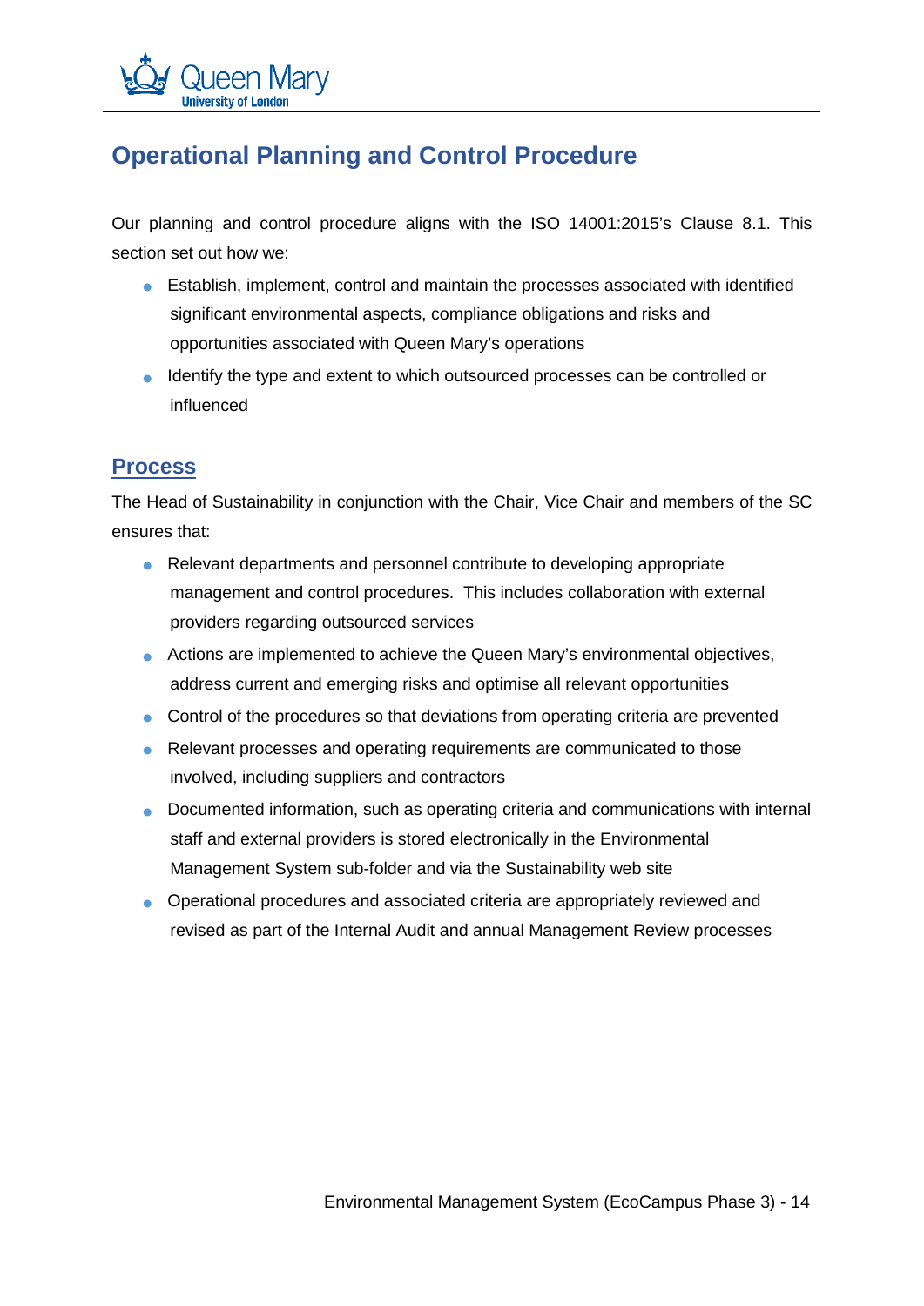# Operational Planning and Control Procedure

Our planning and control procedure aligns with the ISO 14001:2015's Clause 8.1. This section set out how we:

- Establish, implement, control and maintain the processes associated with identified significant environmental aspects, compliance obligations and risks and opportunities associated with Queen Mary's operations
- Identify the type and extent to which outsourced processes can be controlled or influenced

## Process

The Head of Sustainability in conjunction with the Chair, Vice Chair and members of the SC ensures that:

- Relevant departments and personnel contribute to developing appropriate management and control procedures. This includes collaboration with external providers regarding outsourced services
- Actions are implemented to achieve the Queen Mary's environmental objectives, address current and emerging risks and optimise all relevant opportunities
- Control of the procedures so that deviations from operating criteria are prevented
- Relevant processes and operating requirements are communicated to those involved, including suppliers and contractors
- Documented information, such as operating criteria and communications with internal staff and external providers is stored electronically in the Environmental Management System sub-folder and via the Sustainability web site
- Operational procedures and associated criteria are appropriately reviewed and revised as part of the Internal Audit and annual Management Review processes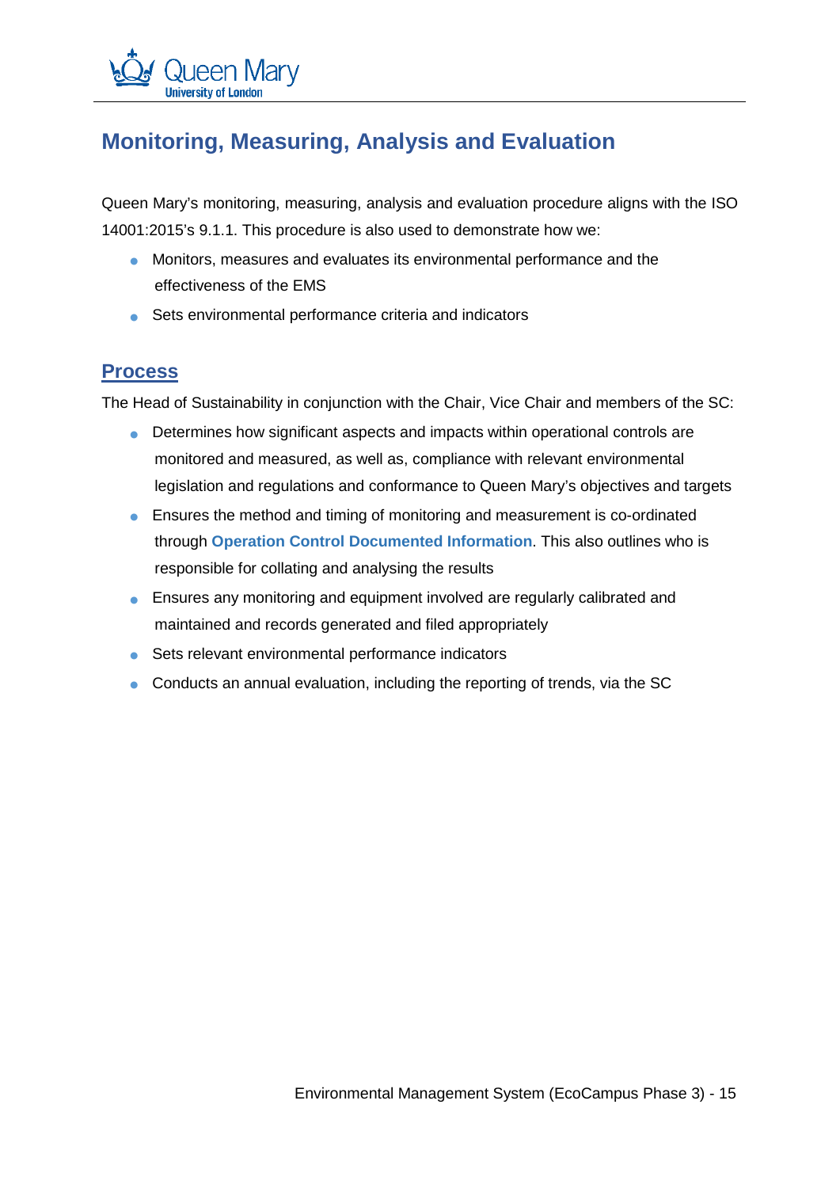## Monitoring, Measuring, Analysis and Evaluation

Queen Mary's monitoring, measuring, analysis and evaluation procedure aligns with the ISO 14001:2015's 9.1.1. This procedure is also used to demonstrate how we:

- Monitors, measures and evaluates its environmental performance and the effectiveness of the EMS
- Sets environmental performance criteria and indicators

### Process

The Head of Sustainability in conjunction with the Chair, Vice Chair and members of the SC:

- Determines how significant aspects and impacts within operational controls are monitored and measured, as well as, compliance with relevant environmental legislation and regulations and conformance to Queen Mary's objectives and targets
- Ensures the method and timing of monitoring and measurement is co-ordinated through **Operation Control Documented Information**. This also outlines who is responsible for collating and analysing the results
- Ensures any monitoring and equipment involved are regularly calibrated and maintained and records generated and filed appropriately
- Sets relevant environmental performance indicators
- Conducts an annual evaluation, including the reporting of trends, via the SC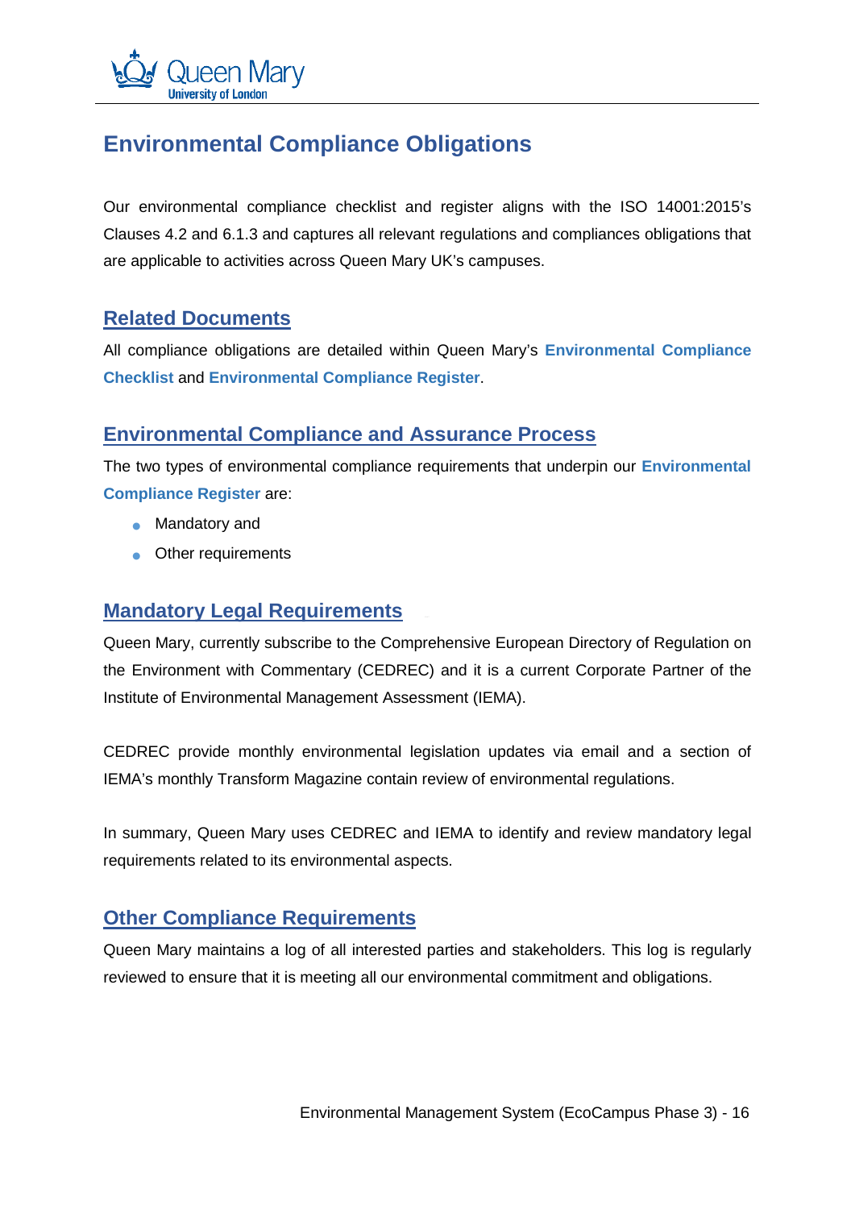# Environmental Compliance Obligations

Our environmental compliance checklist and register aligns with the ISO 14001:2015's Clauses 4.2 and 6.1.3 and captures all relevant regulations and compliances obligations that are applicable to activities across Queen Mary UK's campuses.

## Related Documents

All compliance obligations are detailed within Queen Mary's **Environmental Compliance Checklist** and **Environmental Compliance Register**.

## Environmental Compliance and Assurance Process

The two types of environmental compliance requirements that underpin our **Environmental Compliance Register** are:

- Mandatory and
- Other requirements

## Mandatory Legal Requirements

Queen Mary, currently subscribe to the Comprehensive European Directory of Regulation on the Environment with Commentary (CEDREC) and it is a current Corporate Partner of the Institute of Environmental Management Assessment (IEMA).

CEDREC provide monthly environmental legislation updates via email and a section of IEMA's monthly Transform Magazine contain review of environmental regulations.

In summary, Queen Mary uses CEDREC and IEMA to identify and review mandatory legal requirements related to its environmental aspects.

## Other Compliance Requirements

Queen Mary maintains a log of all interested parties and stakeholders. This log is regularly reviewed to ensure that it is meeting all our environmental commitment and obligations.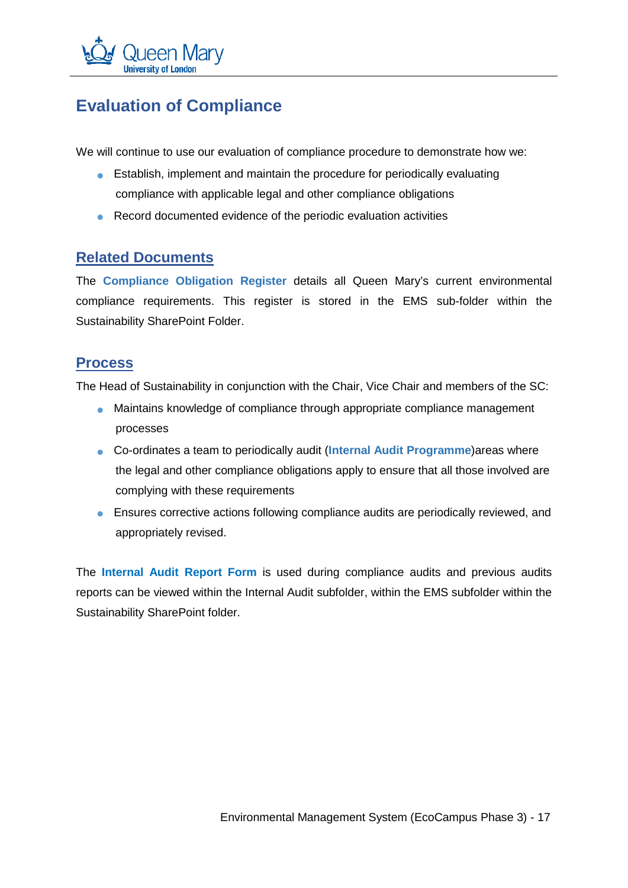# Evaluation of Compliance

We will continue to use our evaluation of compliance procedure to demonstrate how we:

- Establish, implement and maintain the procedure for periodically evaluating compliance with applicable legal and other compliance obligations
- Record documented evidence of the periodic evaluation activities

## Related Documents

The **Compliance Obligation Register** details all Queen Mary's current environmental compliance requirements. This register is stored in the EMS sub-folder within the Sustainability SharePoint Folder.

## Process

The Head of Sustainability in conjunction with the Chair, Vice Chair and members of the SC:

- Maintains knowledge of compliance through appropriate compliance management processes
- Co-ordinates a team to periodically audit (**Internal Audit Programme**)areas where the legal and other compliance obligations apply to ensure that all those involved are complying with these requirements
- Ensures corrective actions following compliance audits are periodically reviewed, and appropriately revised.

The **Internal Audit Report Form** is used during compliance audits and previous audits reports can be viewed within the Internal Audit subfolder, within the EMS subfolder within the Sustainability SharePoint folder.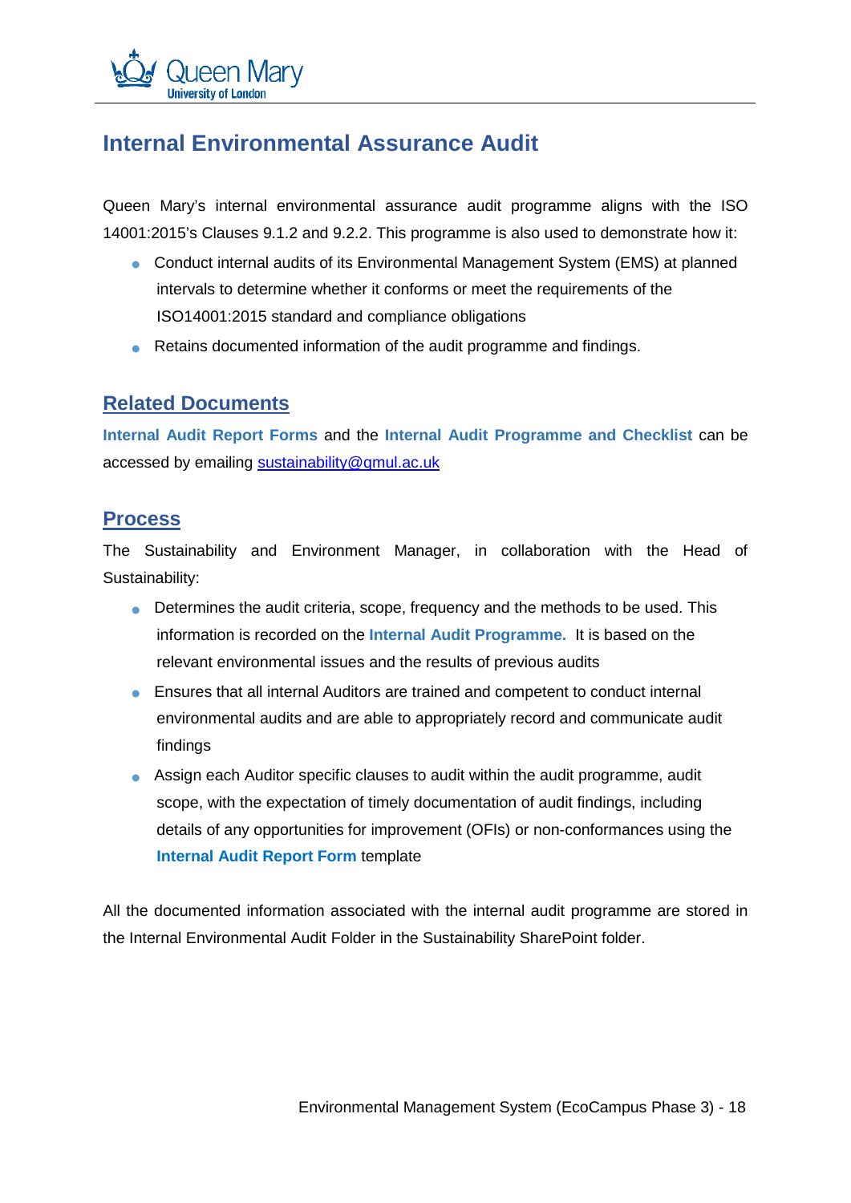# Internal Environmental Assurance Audit

Queen Mary's internal environmental assurance audit programme aligns with the ISO 14001:2015's Clauses 9.1.2 and 9.2.2. This programme is also used to demonstrate how it:

- Conduct internal audits of its Environmental Management System (EMS) at planned intervals to determine whether it conforms or meet the requirements of the ISO14001:2015 standard and compliance obligations
- Retains documented information of the audit programme and findings.

## Related Documents

**Internal Audit Report Forms** and the **Internal Audit Programme and Checklist** can be accessed by emailing sustainability@qmul.ac.uk

## Process

The Sustainability and Environment Manager, in collaboration with the Head of Sustainability:

- Determines the audit criteria, scope, frequency and the methods to be used. This information is recorded on the **Internal Audit Programme.** It is based on the relevant environmental issues and the results of previous audits
- Ensures that all internal Auditors are trained and competent to conduct internal environmental audits and are able to appropriately record and communicate audit findings
- Assign each Auditor specific clauses to audit within the audit programme, audit scope, with the expectation of timely documentation of audit findings, including details of any opportunities for improvement (OFIs) or non-conformances using the **Internal Audit Report Form** template

All the documented information associated with the internal audit programme are stored in the Internal Environmental Audit Folder in the Sustainability SharePoint folder.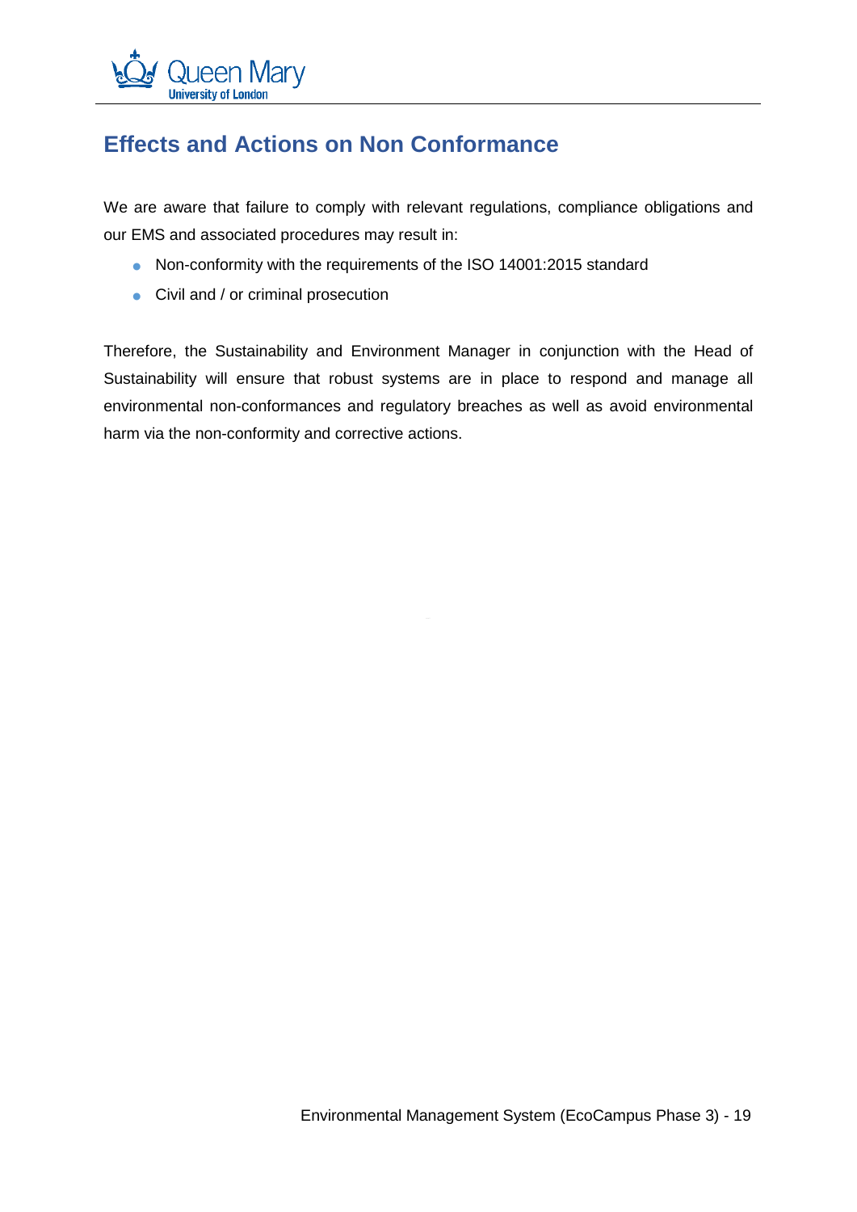## Effects and Actions on Non Conformance

We are aware that failure to comply with relevant regulations, compliance obligations and our EMS and associated procedures may result in:

- Non-conformity with the requirements of the ISO 14001:2015 standard
- Civil and / or criminal prosecution

Therefore, the Sustainability and Environment Manager in conjunction with the Head of Sustainability will ensure that robust systems are in place to respond and manage all environmental non-conformances and regulatory breaches as well as avoid environmental harm via the non-conformity and corrective actions.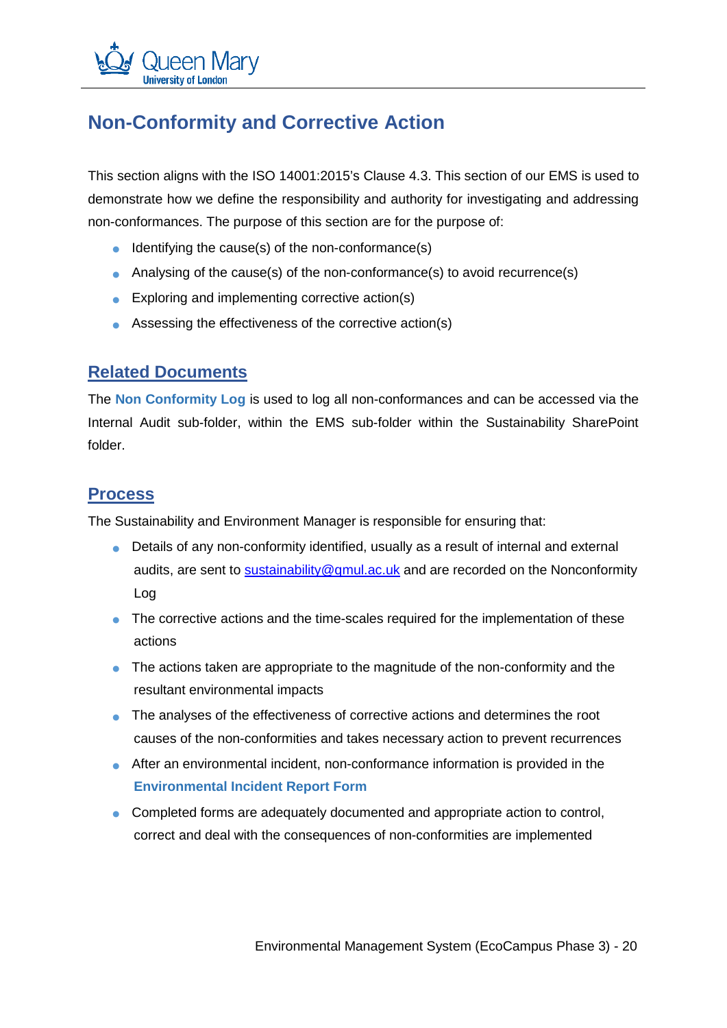## Non-Conformity and Corrective Action

This section aligns with the ISO 14001:2015's Clause 4.3. This section of our EMS is used to demonstrate how we define the responsibility and authority for investigating and addressing non-conformances. The purpose of this section are for the purpose of:

- Identifying the cause(s) of the non-conformance(s)
- Analysing of the cause(s) of the non-conformance(s) to avoid recurrence(s)
- Exploring and implementing corrective action(s)
- Assessing the effectiveness of the corrective action(s)

### Related Documents

The **Non Conformity Log** is used to log all non-conformances and can be accessed via the Internal Audit sub-folder, within the EMS sub-folder within the Sustainability SharePoint folder.

### Process

The Sustainability and Environment Manager is responsible for ensuring that:

- Details of any non-conformity identified, usually as a result of internal and external audits, are sent to sustainability@qmul.ac.uk and are recorded on the Nonconformity Log
- The corrective actions and the time-scales required for the implementation of these actions
- The actions taken are appropriate to the magnitude of the non-conformity and the resultant environmental impacts
- The analyses of the effectiveness of corrective actions and determines the root causes of the non-conformities and takes necessary action to prevent recurrences
- After an environmental incident, non-conformance information is provided in the **Environmental Incident Report Form**
- Completed forms are adequately documented and appropriate action to control, correct and deal with the consequences of non-conformities are implemented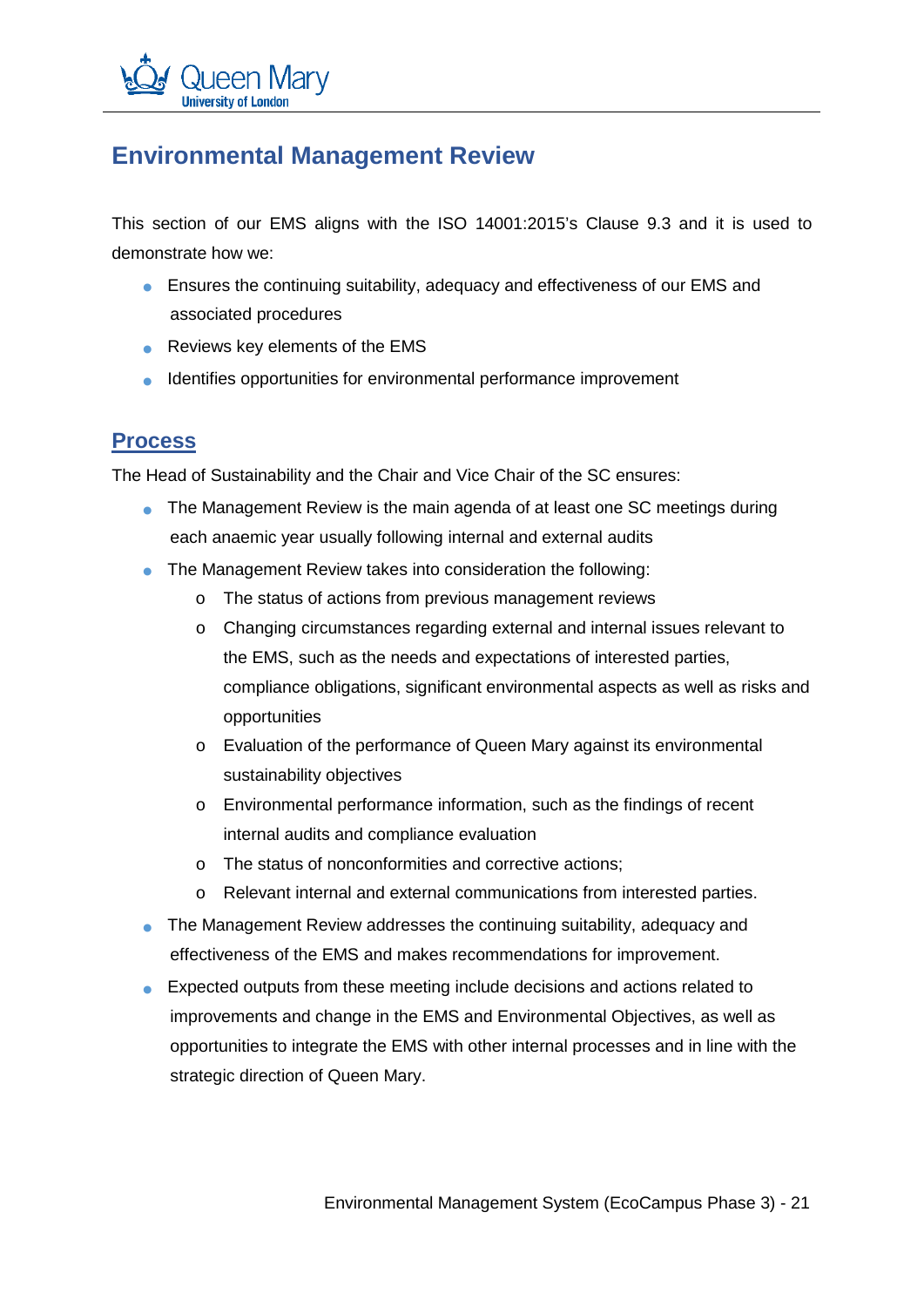## Environmental Management Review

This section of our EMS aligns with the ISO 14001:2015's Clause 9.3 and it is used to demonstrate how we:

- Ensures the continuing suitability, adequacy and effectiveness of our EMS and associated procedures
- Reviews key elements of the EMS
- Identifies opportunities for environmental performance improvement

### Process

The Head of Sustainability and the Chair and Vice Chair of the SC ensures:

- The Management Review is the main agenda of at least one SC meetings during each anaemic year usually following internal and external audits
- The Management Review takes into consideration the following:
  - The status of actions from previous management reviews
  - Changing circumstances regarding external and internal issues relevant to the EMS, such as the needs and expectations of interested parties, compliance obligations, significant environmental aspects as well as risks and opportunities
  - Evaluation of the performance of Queen Mary against its environmental sustainability objectives
  - Environmental performance information, such as the findings of recent internal audits and compliance evaluation
  - The status of nonconformities and corrective actions;
  - Relevant internal and external communications from interested parties.
- The Management Review addresses the continuing suitability, adequacy and effectiveness of the EMS and makes recommendations for improvement.
- Expected outputs from these meeting include decisions and actions related to improvements and change in the EMS and Environmental Objectives, as well as opportunities to integrate the EMS with other internal processes and in line with the strategic direction of Queen Mary.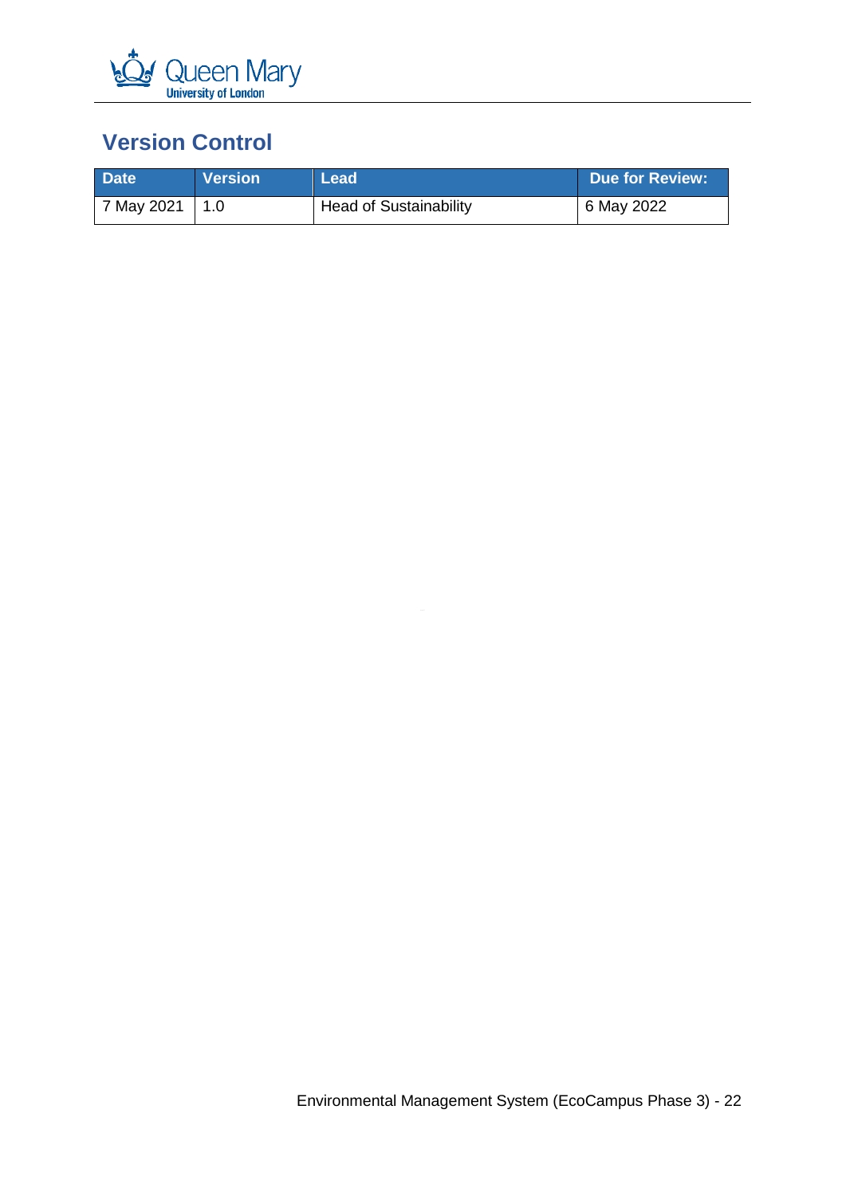## Version Control

| Date | Version | Lead | Due for Review: |
| --- | --- | --- | --- |
| 7 May 2021 | 1.0 | Head of Sustainability | 6 May 2022 |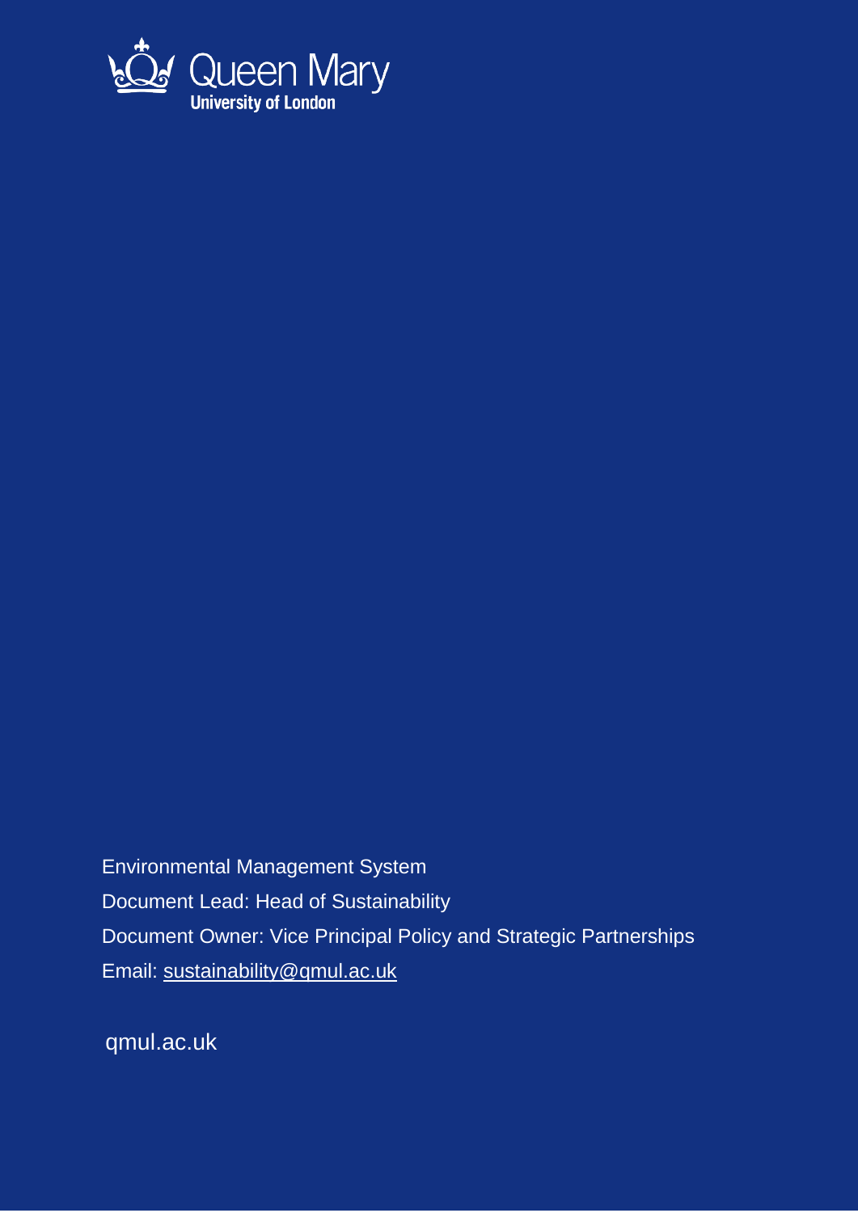Queen Mary
University of London

Environmental Management System

Document Lead: Head of Sustainability

Document Owner: Vice Principal Policy and Strategic Partnerships

Email: sustainability@qmul.ac.uk

qmul.ac.uk